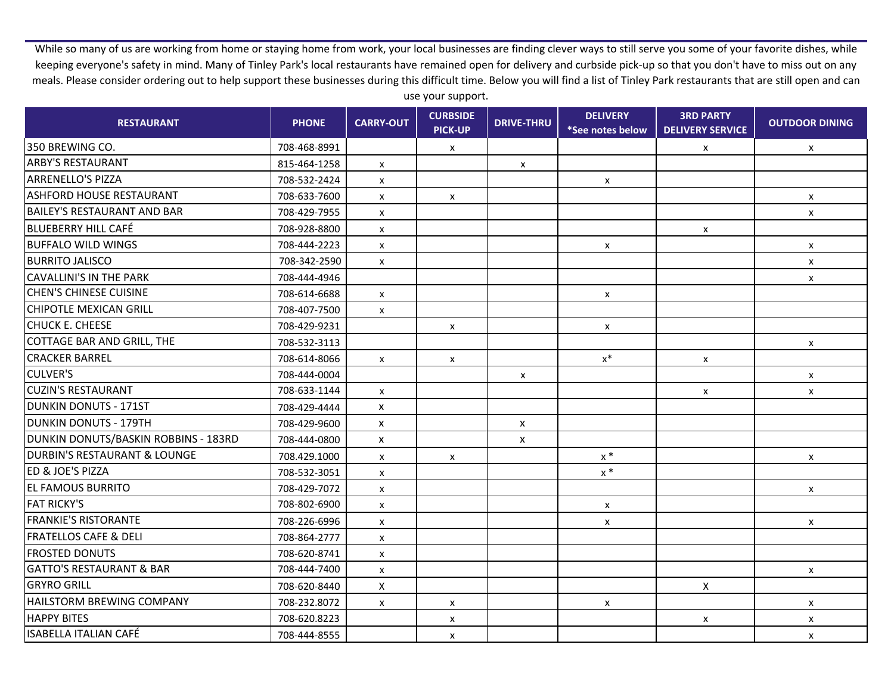While so many of us are working from home or staying home from work, your local businesses are finding clever ways to still serve you some of your favorite dishes, while keeping everyone's safety in mind. Many of Tinley Park's local restaurants have remained open for delivery and curbside pick-up so that you don't have to miss out on any meals. Please consider ordering out to help support these businesses during this difficult time. Below you will find a list of Tinley Park restaurants that are still open and can use your support.

| RESTAURANT | PHONE | CARRY-OUT | CURBSIDE PICK-UP | DRIVE-THRU | DELIVERY *See notes below | 3RD PARTY DELIVERY SERVICE | OUTDOOR DINING |
|---|---|---|---|---|---|---|---|
| 350 BREWING CO. | 708-468-8991 | | x | | | x | x |
| ARBY'S RESTAURANT | 815-464-1258 | x | | x | | | |
| ARRENELLO'S PIZZA | 708-532-2424 | x | | | x | | |
| ASHFORD HOUSE RESTAURANT | 708-633-7600 | x | x | | | | x |
| BAILEY'S RESTAURANT AND BAR | 708-429-7955 | x | | | | | x |
| BLUEBERRY HILL CAFÉ | 708-928-8800 | x | | | | x | |
| BUFFALO WILD WINGS | 708-444-2223 | x | | | x | | x |
| BURRITO JALISCO | 708-342-2590 | x | | | | | x |
| CAVALLINI'S IN THE PARK | 708-444-4946 | | | | | | x |
| CHEN'S CHINESE CUISINE | 708-614-6688 | x | | | x | | |
| CHIPOTLE MEXICAN GRILL | 708-407-7500 | x | | | | | |
| CHUCK E. CHEESE | 708-429-9231 | | x | | x | | |
| COTTAGE BAR AND GRILL, THE | 708-532-3113 | | | | | | x |
| CRACKER BARREL | 708-614-8066 | x | x | | x* | x | |
| CULVER'S | 708-444-0004 | | | x | | | x |
| CUZIN'S RESTAURANT | 708-633-1144 | x | | | | x | x |
| DUNKIN DONUTS - 171ST | 708-429-4444 | x | | | | | |
| DUNKIN DONUTS - 179TH | 708-429-9600 | x | | x | | | |
| DUNKIN DONUTS/BASKIN ROBBINS - 183RD | 708-444-0800 | x | | x | | | |
| DURBIN'S RESTAURANT & LOUNGE | 708.429.1000 | x | x | | x * | | x |
| ED & JOE'S PIZZA | 708-532-3051 | x | | | x * | | |
| EL FAMOUS BURRITO | 708-429-7072 | x | | | | | x |
| FAT RICKY'S | 708-802-6900 | x | | | x | | |
| FRANKIE'S RISTORANTE | 708-226-6996 | x | | | x | | x |
| FRATELLOS CAFE & DELI | 708-864-2777 | x | | | | | |
| FROSTED DONUTS | 708-620-8741 | x | | | | | |
| GATTO'S RESTAURANT & BAR | 708-444-7400 | x | | | | | x |
| GRYRO GRILL | 708-620-8440 | X | | | | X | |
| HAILSTORM BREWING COMPANY | 708-232.8072 | x | x | | x | | x |
| HAPPY BITES | 708-620.8223 | | x | | | x | x |
| ISABELLA ITALIAN CAFÉ | 708-444-8555 | | x | | | | x |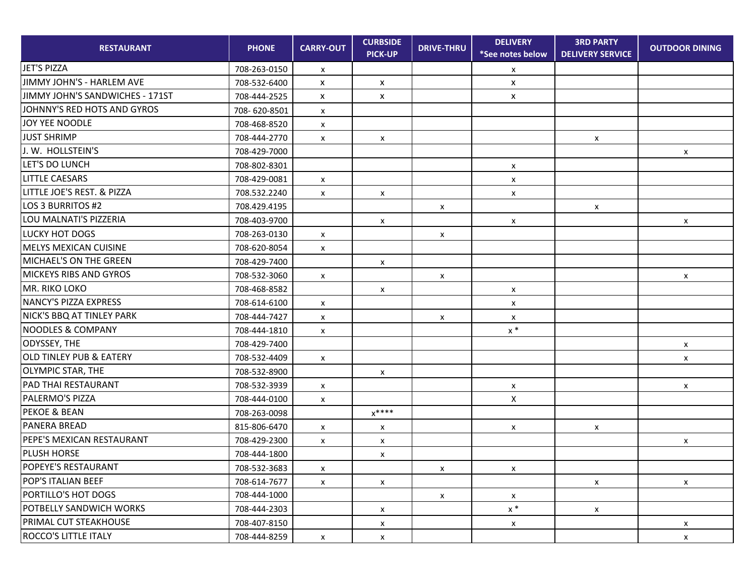| RESTAURANT | PHONE | CARRY-OUT | CURBSIDE PICK-UP | DRIVE-THRU | DELIVERY *See notes below | 3RD PARTY DELIVERY SERVICE | OUTDOOR DINING |
|---|---|---|---|---|---|---|---|
| JET'S PIZZA | 708-263-0150 | x | | | x | | |
| JIMMY JOHN'S - HARLEM AVE | 708-532-6400 | x | x | | x | | |
| JIMMY JOHN'S SANDWICHES - 171ST | 708-444-2525 | x | x | | x | | |
| JOHNNY'S RED HOTS AND GYROS | 708- 620-8501 | x | | | | | |
| JOY YEE NOODLE | 708-468-8520 | x | | | | | |
| JUST SHRIMP | 708-444-2770 | x | x | | | x | |
| J. W. HOLLSTEIN'S | 708-429-7000 | | | | | | x |
| LET'S DO LUNCH | 708-802-8301 | | | | x | | |
| LITTLE CAESARS | 708-429-0081 | x | | | x | | |
| LITTLE JOE'S REST. & PIZZA | 708.532.2240 | x | x | | x | | |
| LOS 3 BURRITOS #2 | 708.429.4195 | | | x | | x | |
| LOU MALNATI'S PIZZERIA | 708-403-9700 | | x | | x | | x |
| LUCKY HOT DOGS | 708-263-0130 | x | | x | | | |
| MELYS MEXICAN CUISINE | 708-620-8054 | x | | | | | |
| MICHAEL'S ON THE GREEN | 708-429-7400 | | x | | | | |
| MICKEYS RIBS AND GYROS | 708-532-3060 | x | | x | | | x |
| MR. RIKO LOKO | 708-468-8582 | | x | | x | | |
| NANCY'S PIZZA EXPRESS | 708-614-6100 | x | | | x | | |
| NICK'S BBQ AT TINLEY PARK | 708-444-7427 | x | | x | x | | |
| NOODLES & COMPANY | 708-444-1810 | x | | | x * | | |
| ODYSSEY, THE | 708-429-7400 | | | | | | x |
| OLD TINLEY PUB & EATERY | 708-532-4409 | x | | | | | x |
| OLYMPIC STAR, THE | 708-532-8900 | | x | | | | |
| PAD THAI RESTAURANT | 708-532-3939 | x | | | x | | x |
| PALERMO'S PIZZA | 708-444-0100 | x | | | X | | |
| PEKOE & BEAN | 708-263-0098 | | x**** | | | | |
| PANERA BREAD | 815-806-6470 | x | x | | x | x | |
| PEPE'S MEXICAN RESTAURANT | 708-429-2300 | x | x | | | | x |
| PLUSH HORSE | 708-444-1800 | | x | | | | |
| POPEYE'S RESTAURANT | 708-532-3683 | x | | x | x | | |
| POP'S ITALIAN BEEF | 708-614-7677 | x | x | | | x | x |
| PORTILLO'S HOT DOGS | 708-444-1000 | | | x | x | | |
| POTBELLY SANDWICH WORKS | 708-444-2303 | | x | | x * | x | |
| PRIMAL CUT STEAKHOUSE | 708-407-8150 | | x | | x | | x |
| ROCCO'S LITTLE ITALY | 708-444-8259 | x | x | | | | x |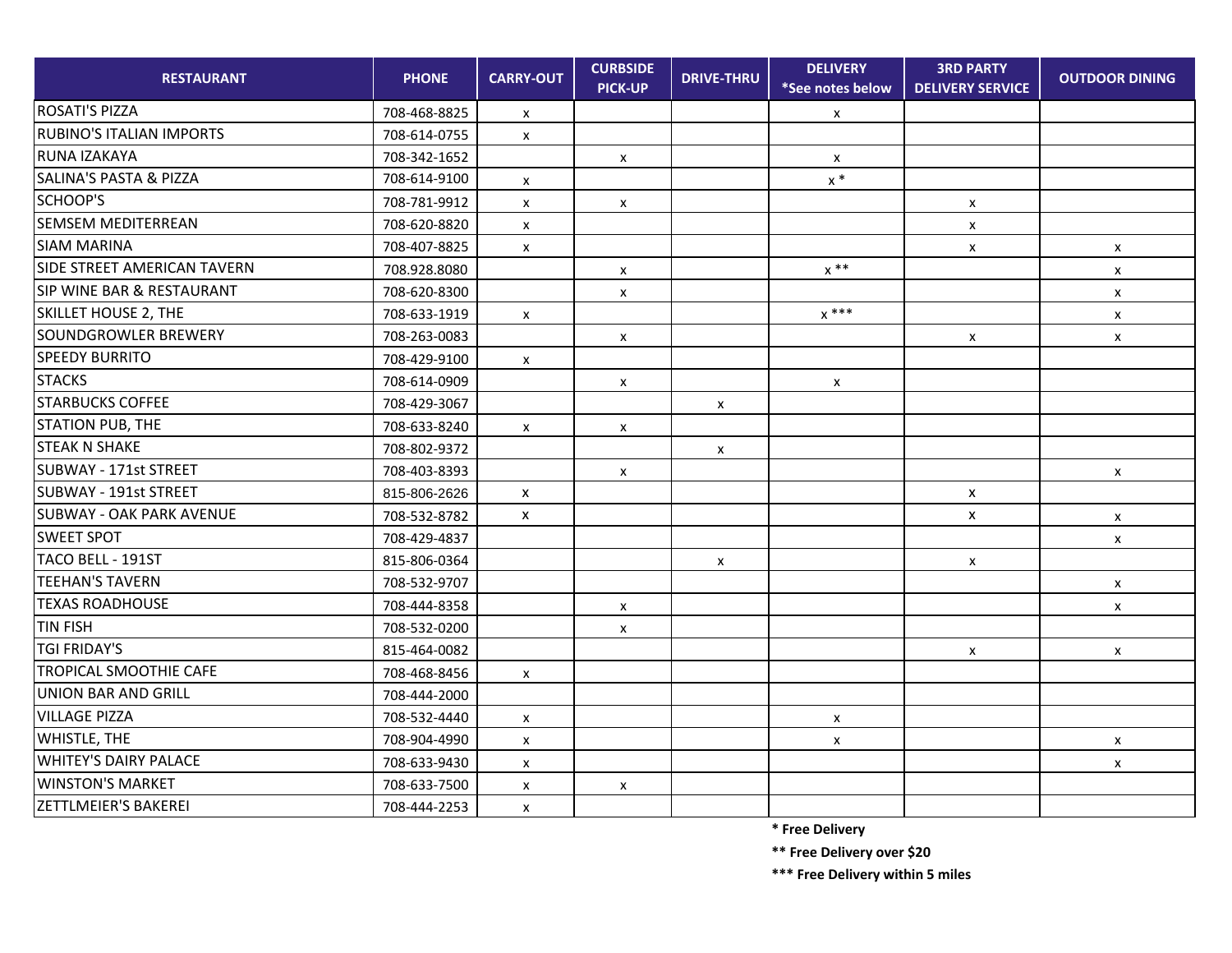| RESTAURANT | PHONE | CARRY-OUT | CURBSIDE PICK-UP | DRIVE-THRU | DELIVERY *See notes below | 3RD PARTY DELIVERY SERVICE | OUTDOOR DINING |
|---|---|---|---|---|---|---|---|
| ROSATI'S PIZZA | 708-468-8825 | x | | | x | | |
| RUBINO'S ITALIAN IMPORTS | 708-614-0755 | x | | | | | |
| RUNA IZAKAYA | 708-342-1652 | | x | | x | | |
| SALINA'S PASTA & PIZZA | 708-614-9100 | x | | | x * | | |
| SCHOOP'S | 708-781-9912 | x | x | | | x | |
| SEMSEM MEDITERREAN | 708-620-8820 | x | | | | x | |
| SIAM MARINA | 708-407-8825 | x | | | | x | x |
| SIDE STREET AMERICAN TAVERN | 708.928.8080 | | x | | x ** | | x |
| SIP WINE BAR & RESTAURANT | 708-620-8300 | | x | | | | x |
| SKILLET HOUSE 2, THE | 708-633-1919 | x | | | x *** | | x |
| SOUNDGROWLER BREWERY | 708-263-0083 | | x | | | x | x |
| SPEEDY BURRITO | 708-429-9100 | x | | | | | |
| STACKS | 708-614-0909 | | x | | x | | |
| STARBUCKS COFFEE | 708-429-3067 | | | x | | | |
| STATION PUB, THE | 708-633-8240 | x | x | | | | |
| STEAK N SHAKE | 708-802-9372 | | | x | | | |
| SUBWAY - 171st STREET | 708-403-8393 | | x | | | | x |
| SUBWAY - 191st STREET | 815-806-2626 | x | | | | x | |
| SUBWAY - OAK PARK AVENUE | 708-532-8782 | x | | | | x | x |
| SWEET SPOT | 708-429-4837 | | | | | | x |
| TACO BELL - 191ST | 815-806-0364 | | | x | | x | |
| TEEHAN'S TAVERN | 708-532-9707 | | | | | | x |
| TEXAS ROADHOUSE | 708-444-8358 | | x | | | | x |
| TIN FISH | 708-532-0200 | | x | | | | |
| TGI FRIDAY'S | 815-464-0082 | | | | | x | x |
| TROPICAL SMOOTHIE CAFE | 708-468-8456 | x | | | | | |
| UNION BAR AND GRILL | 708-444-2000 | | | | | | |
| VILLAGE PIZZA | 708-532-4440 | x | | | x | | |
| WHISTLE, THE | 708-904-4990 | x | | | x | | x |
| WHITEY'S DAIRY PALACE | 708-633-9430 | x | | | | | x |
| WINSTON'S MARKET | 708-633-7500 | x | x | | | | |
| ZETTLMEIER'S BAKEREI | 708-444-2253 | x | | | | | |

**\* Free Delivery**

**\*\* Free Delivery over $20**

**\*\*\* Free Delivery within 5 miles**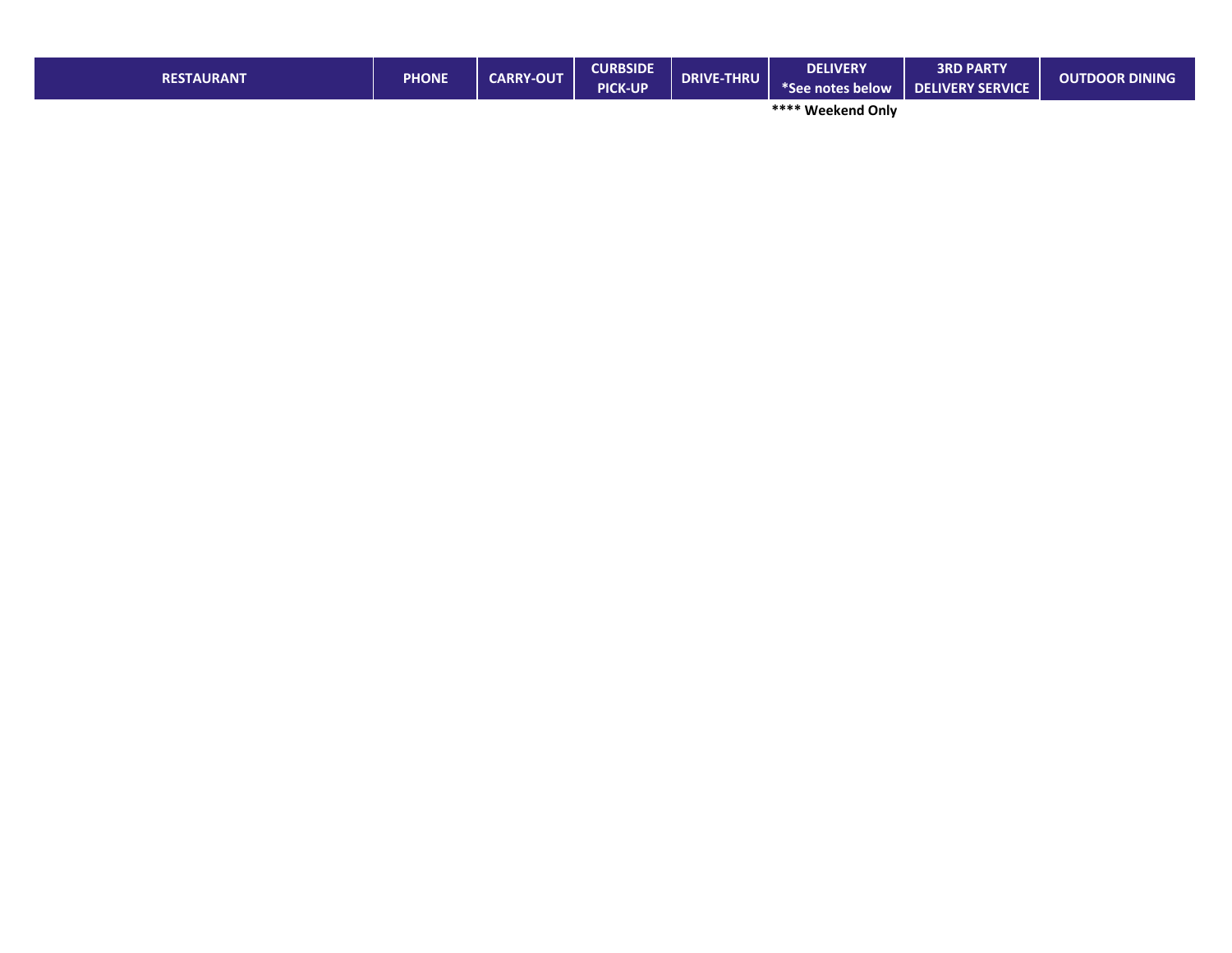| RESTAURANT | PHONE | CARRY-OUT | CURBSIDE PICK-UP | DRIVE-THRU | DELIVERY *See notes below | 3RD PARTY DELIVERY SERVICE | OUTDOOR DINING |
|---|---|---|---|---|---|---|---|

**** Weekend Only